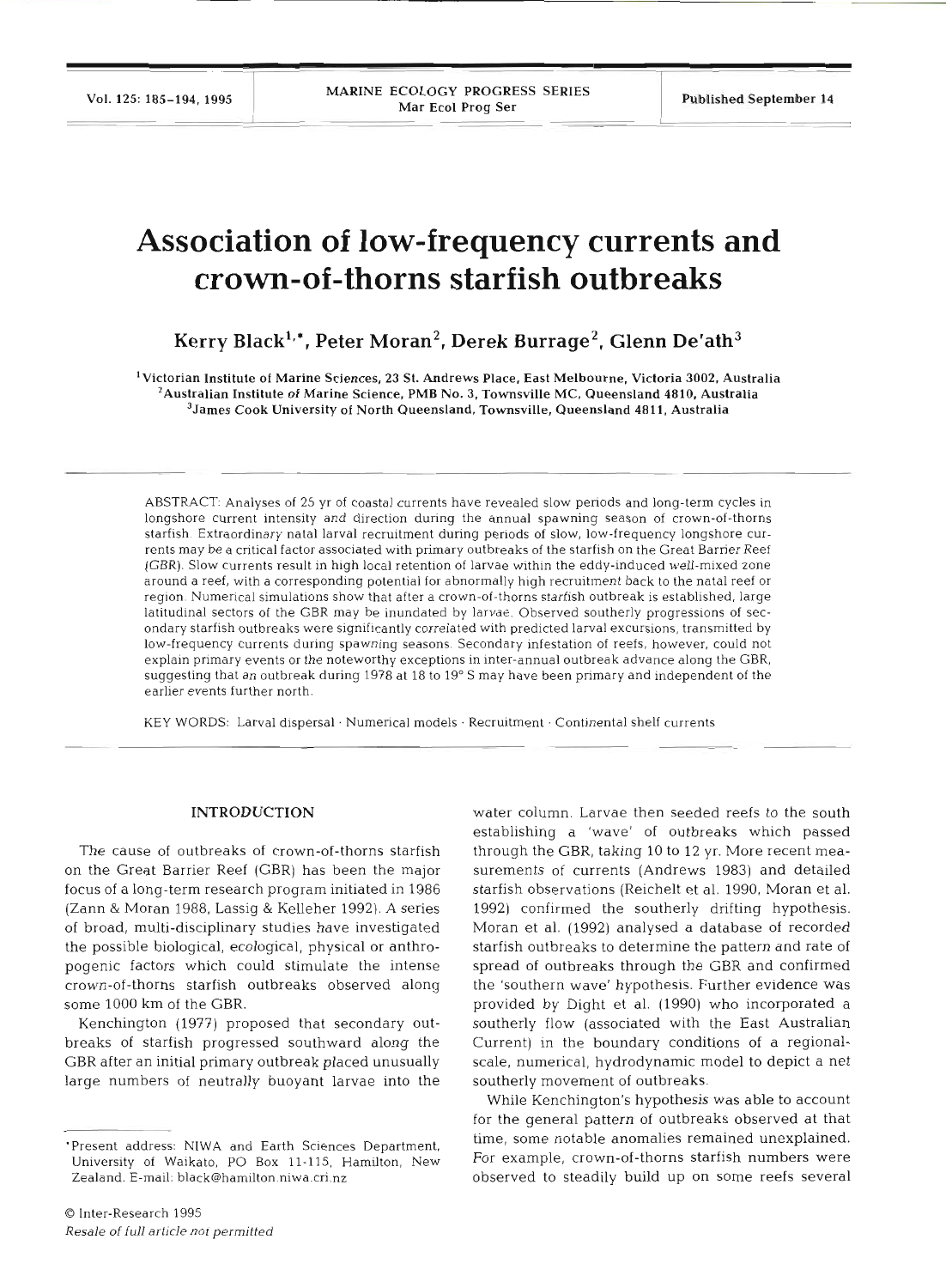# Association of low-frequency currents and crown-of-thorns starfish outbreaks

**Kerry Black[1,*], Peter Moran[2], Derek Burrage[2], Glenn De'ath[3]**

[1]Victorian Institute of Marine Sciences, 23 St. Andrews Place, East Melbourne, Victoria 3002, Australia
[2]Australian Institute of Marine Science, PMB No. 3, Townsville MC, Queensland 4810, Australia
[3]James Cook University of North Queensland, Townsville, Queensland 4811, Australia

ABSTRACT: Analyses of 25 yr of coastal currents have revealed slow periods and long-term cycles in longshore current intensity and direction during the annual spawning season of crown-of-thorns starfish. Extraordinary natal larval recruitment during periods of slow, low-frequency longshore currents may be a critical factor associated with primary outbreaks of the starfish on the Great Barrier Reef (GBR). Slow currents result in high local retention of larvae within the eddy-induced well-mixed zone around a reef, with a corresponding potential for abnormally high recruitment back to the natal reef or region. Numerical simulations show that after a crown-of-thorns starfish outbreak is established, large latitudinal sectors of the GBR may be inundated by larvae. Observed southerly progressions of secondary starfish outbreaks were significantly correlated with predicted larval excursions, transmitted by low-frequency currents during spawning seasons. Secondary infestation of reefs, however, could not explain primary events or the noteworthy exceptions in inter-annual outbreak advance along the GBR, suggesting that an outbreak during 1978 at 18 to 19° S may have been primary and independent of the earlier events further north.

KEY WORDS: Larval dispersal · Numerical models · Recruitment · Continental shelf currents

## INTRODUCTION

The cause of outbreaks of crown-of-thorns starfish on the Great Barrier Reef (GBR) has been the major focus of a long-term research program initiated in 1986 (Zann & Moran 1988, Lassig & Kelleher 1992). A series of broad, multi-disciplinary studies have investigated the possible biological, ecological, physical or anthropogenic factors which could stimulate the intense crown-of-thorns starfish outbreaks observed along some 1000 km of the GBR.

Kenchington (1977) proposed that secondary outbreaks of starfish progressed southward along the GBR after an initial primary outbreak placed unusually large numbers of neutrally buoyant larvae into the water column. Larvae then seeded reefs to the south establishing a 'wave' of outbreaks which passed through the GBR, taking 10 to 12 yr. More recent measurements of currents (Andrews 1983) and detailed starfish observations (Reichelt et al. 1990, Moran et al. 1992) confirmed the southerly drifting hypothesis. Moran et al. (1992) analysed a database of recorded starfish outbreaks to determine the pattern and rate of spread of outbreaks through the GBR and confirmed the 'southern wave' hypothesis. Further evidence was provided by Dight et al. (1990) who incorporated a southerly flow (associated with the East Australian Current) in the boundary conditions of a regional-scale, numerical, hydrodynamic model to depict a net southerly movement of outbreaks.

While Kenchington's hypothesis was able to account for the general pattern of outbreaks observed at that time, some notable anomalies remained unexplained. For example, crown-of-thorns starfish numbers were observed to steadily build up on some reefs several

*Present address: NIWA and Earth Sciences Department, University of Waikato, PO Box 11-115, Hamilton, New Zealand. E-mail: black@hamilton.niwa.cri.nz

© Inter-Research 1995
*Resale of full article not permitted*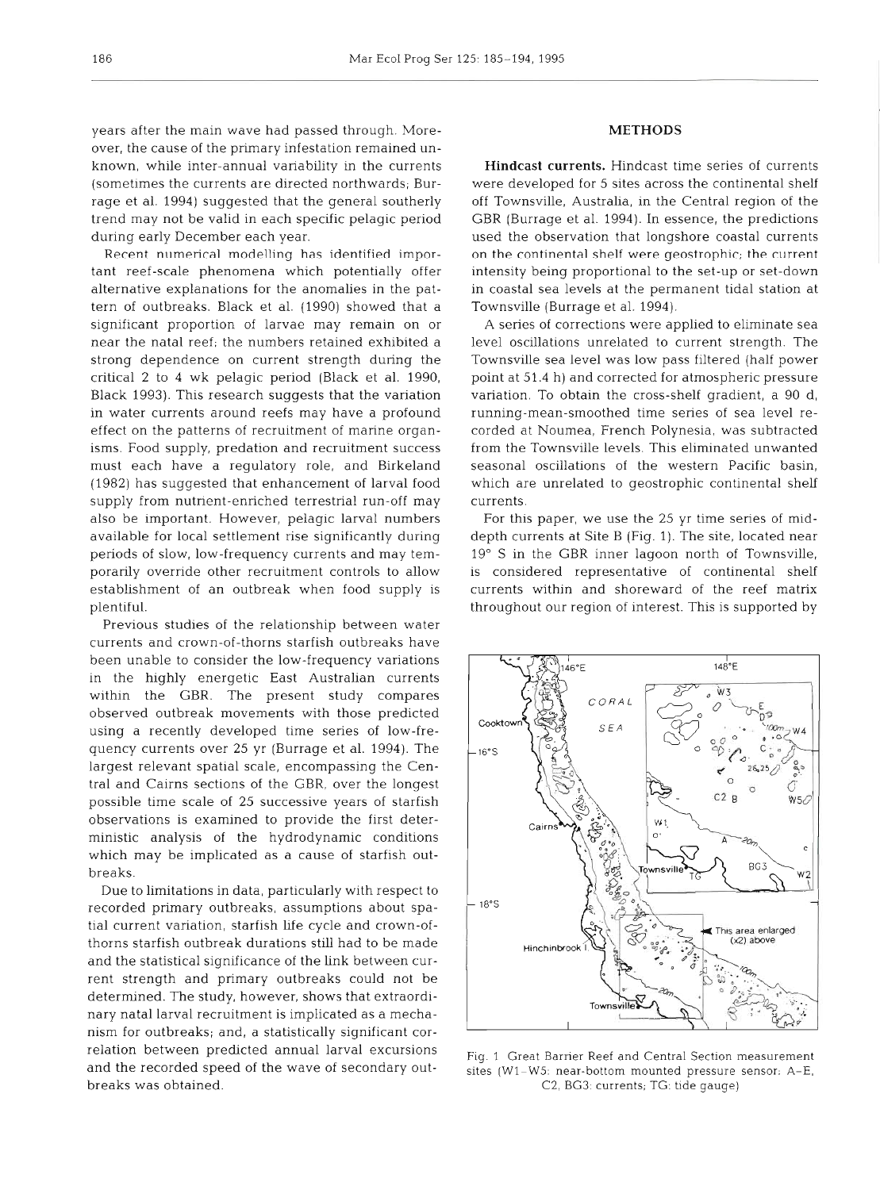years after the main wave had passed through. Moreover, the cause of the primary infestation remained unknown, while inter-annual variability in the currents (sometimes the currents are directed northwards; Burrage et al. 1994) suggested that the general southerly trend may not be valid in each specific pelagic period during early December each year.

Recent numerical modelling has identified important reef-scale phenomena which potentially offer alternative explanations for the anomalies in the pattern of outbreaks. Black et al. (1990) showed that a significant proportion of larvae may remain on or near the natal reef; the numbers retained exhibited a strong dependence on current strength during the critical 2 to 4 wk pelagic period (Black et al. 1990, Black 1993). This research suggests that the variation in water currents around reefs may have a profound effect on the patterns of recruitment of marine organisms. Food supply, predation and recruitment success must each have a regulatory role, and Birkeland (1982) has suggested that enhancement of larval food supply from nutrient-enriched terrestrial run-off may also be important. However, pelagic larval numbers available for local settlement rise significantly during periods of slow, low-frequency currents and may temporarily override other recruitment controls to allow establishment of an outbreak when food supply is plentiful.

Previous studies of the relationship between water currents and crown-of-thorns starfish outbreaks have been unable to consider the low-frequency variations in the highly energetic East Australian currents within the GBR. The present study compares observed outbreak movements with those predicted using a recently developed time series of low-frequency currents over 25 yr (Burrage et al. 1994). The largest relevant spatial scale, encompassing the Central and Cairns sections of the GBR, over the longest possible time scale of 25 successive years of starfish observations is examined to provide the first deterministic analysis of the hydrodynamic conditions which may be implicated as a cause of starfish outbreaks.

Due to limitations in data, particularly with respect to recorded primary outbreaks, assumptions about spatial current variation, starfish life cycle and crown-of-thorns starfish outbreak durations still had to be made and the statistical significance of the link between current strength and primary outbreaks could not be determined. The study, however, shows that extraordinary natal larval recruitment is implicated as a mechanism for outbreaks; and, a statistically significant correlation between predicted annual larval excursions and the recorded speed of the wave of secondary outbreaks was obtained.

## METHODS

**Hindcast currents.** Hindcast time series of currents were developed for 5 sites across the continental shelf off Townsville, Australia, in the Central region of the GBR (Burrage et al. 1994). In essence, the predictions used the observation that longshore coastal currents on the continental shelf were geostrophic; the current intensity being proportional to the set-up or set-down in coastal sea levels at the permanent tidal station at Townsville (Burrage et al. 1994).

A series of corrections were applied to eliminate sea level oscillations unrelated to current strength. The Townsville sea level was low pass filtered (half power point at 51.4 h) and corrected for atmospheric pressure variation. To obtain the cross-shelf gradient, a 90 d, running-mean-smoothed time series of sea level recorded at Noumea, French Polynesia, was subtracted from the Townsville levels. This eliminated unwanted seasonal oscillations of the western Pacific basin, which are unrelated to geostrophic continental shelf currents.

For this paper, we use the 25 yr time series of mid-depth currents at Site B (Fig. 1). The site, located near 19° S in the GBR inner lagoon north of Townsville, is considered representative of continental shelf currents within and shoreward of the reef matrix throughout our region of interest. This is supported by

Fig. 1. Great Barrier Reef and Central Section measurement sites (W1–W5: near-bottom mounted pressure sensor; A–E, C2, BG3: currents; TG: tide gauge)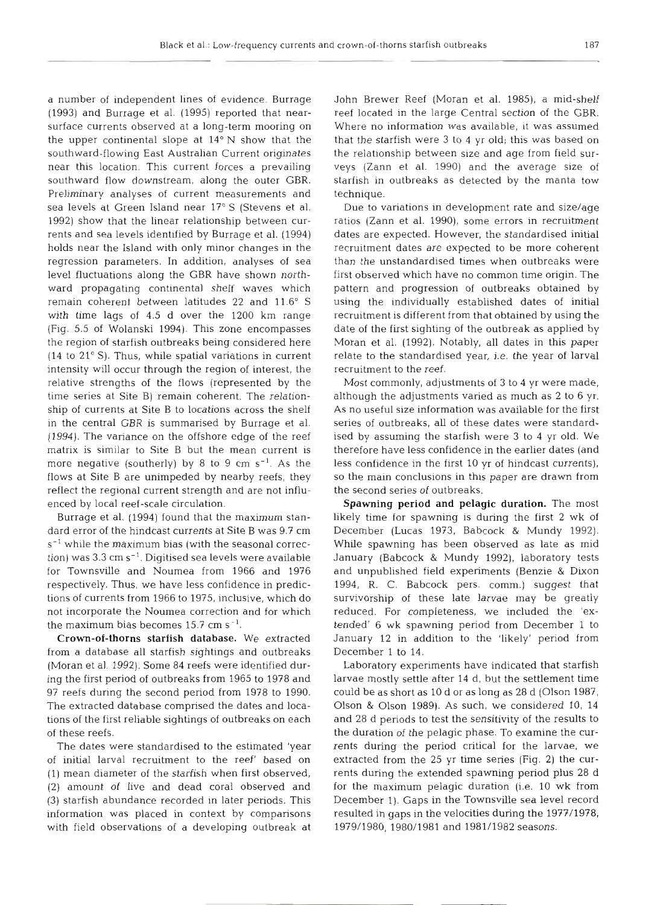a number of independent lines of evidence. Burrage (1993) and Burrage et al. (1995) reported that near-surface currents observed at a long-term mooring on the upper continental slope at 14° N show that the southward-flowing East Australian Current originates near this location. This current forces a prevailing southward flow downstream, along the outer GBR. Preliminary analyses of current measurements and sea levels at Green Island near 17° S (Stevens et al. 1992) show that the linear relationship between currents and sea levels identified by Burrage et al. (1994) holds near the Island with only minor changes in the regression parameters. In addition, analyses of sea level fluctuations along the GBR have shown northward propagating continental shelf waves which remain coherent between latitudes 22 and 11.6° S with time lags of 4.5 d over the 1200 km range (Fig. 5.5 of Wolanski 1994). This zone encompasses the region of starfish outbreaks being considered here (14 to 21° S). Thus, while spatial variations in current intensity will occur through the region of interest, the relative strengths of the flows (represented by the time series at Site B) remain coherent. The relationship of currents at Site B to locations across the shelf in the central GBR is summarised by Burrage et al. (1994). The variance on the offshore edge of the reef matrix is similar to Site B but the mean current is more negative (southerly) by 8 to 9 cm $s^{-1}$. As the flows at Site B are unimpeded by nearby reefs, they reflect the regional current strength and are not influenced by local reef-scale circulation.

Burrage et al. (1994) found that the maximum standard error of the hindcast currents at Site B was 9.7 cm $s^{-1}$ while the maximum bias (with the seasonal correction) was 3.3 cm $s^{-1}$. Digitised sea levels were available for Townsville and Noumea from 1966 and 1976 respectively. Thus, we have less confidence in predictions of currents from 1966 to 1975, inclusive, which do not incorporate the Noumea correction and for which the maximum bias becomes 15.7 cm $s^{-1}$.

**Crown-of-thorns starfish database.** We extracted from a database all starfish sightings and outbreaks (Moran et al. 1992). Some 84 reefs were identified during the first period of outbreaks from 1965 to 1978 and 97 reefs during the second period from 1978 to 1990. The extracted database comprised the dates and locations of the first reliable sightings of outbreaks on each of these reefs.

The dates were standardised to the estimated 'year of initial larval recruitment to the reef' based on (1) mean diameter of the starfish when first observed, (2) amount of live and dead coral observed and (3) starfish abundance recorded in later periods. This information was placed in context by comparisons with field observations of a developing outbreak at John Brewer Reef (Moran et al. 1985), a mid-shelf reef located in the large Central section of the GBR. Where no information was available, it was assumed that the starfish were 3 to 4 yr old; this was based on the relationship between size and age from field surveys (Zann et al. 1990) and the average size of starfish in outbreaks as detected by the manta tow technique.

Due to variations in development rate and size/age ratios (Zann et al. 1990), some errors in recruitment dates are expected. However, the standardised initial recruitment dates are expected to be more coherent than the unstandardised times when outbreaks were first observed which have no common time origin. The pattern and progression of outbreaks obtained by using the individually established dates of initial recruitment is different from that obtained by using the date of the first sighting of the outbreak as applied by Moran et al. (1992). Notably, all dates in this paper relate to the standardised year, i.e. the year of larval recruitment to the reef.

Most commonly, adjustments of 3 to 4 yr were made, although the adjustments varied as much as 2 to 6 yr. As no useful size information was available for the first series of outbreaks, all of these dates were standardised by assuming the starfish were 3 to 4 yr old. We therefore have less confidence in the earlier dates (and less confidence in the first 10 yr of hindcast currents), so the main conclusions in this paper are drawn from the second series of outbreaks.

**Spawning period and pelagic duration.** The most likely time for spawning is during the first 2 wk of December (Lucas 1973, Babcock & Mundy 1992). While spawning has been observed as late as mid January (Babcock & Mundy 1992), laboratory tests and unpublished field experiments (Benzie & Dixon 1994, R. C. Babcock pers. comm.) suggest that survivorship of these late larvae may be greatly reduced. For completeness, we included the 'extended' 6 wk spawning period from December 1 to January 12 in addition to the 'likely' period from December 1 to 14.

Laboratory experiments have indicated that starfish larvae mostly settle after 14 d, but the settlement time could be as short as 10 d or as long as 28 d (Olson 1987, Olson & Olson 1989). As such, we considered 10, 14 and 28 d periods to test the sensitivity of the results to the duration of the pelagic phase. To examine the currents during the period critical for the larvae, we extracted from the 25 yr time series (Fig. 2) the currents during the extended spawning period plus 28 d for the maximum pelagic duration (i.e. 10 wk from December 1). Gaps in the Townsville sea level record resulted in gaps in the velocities during the 1977/1978, 1979/1980, 1980/1981 and 1981/1982 seasons.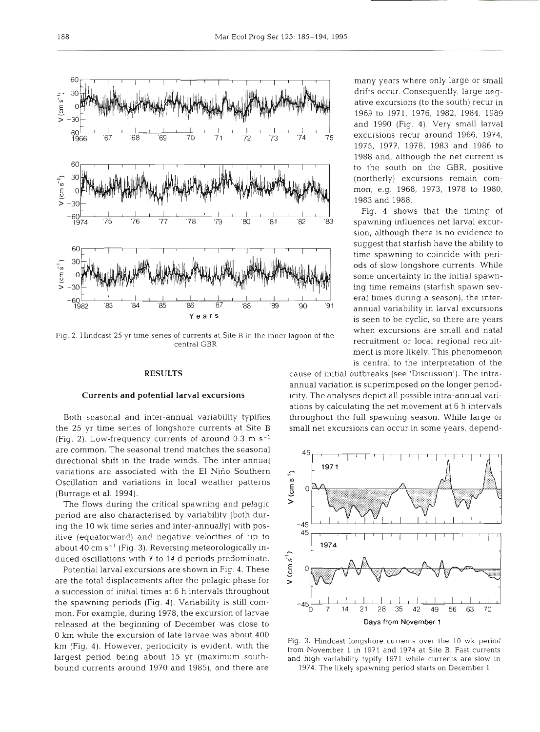Fig. 2. Hindcast 25 yr time series of currents at Site B in the inner lagoon of the central GBR

## RESULTS

### Currents and potential larval excursions

Both seasonal and inter-annual variability typifies the 25 yr time series of longshore currents at Site B (Fig. 2). Low-frequency currents of around 0.3 m $s^{-1}$ are common. The seasonal trend matches the seasonal directional shift in the trade winds. The inter-annual variations are associated with the El Niño Southern Oscillation and variations in local weather patterns (Burrage et al. 1994).

The flows during the critical spawning and pelagic period are also characterised by variability (both during the 10 wk time series and inter-annually) with positive (equatorward) and negative velocities of up to about 40 cm $s^{-1}$ (Fig. 3). Reversing meteorologically induced oscillations with 7 to 14 d periods predominate.

Potential larval excursions are shown in Fig. 4. These are the total displacements after the pelagic phase for a succession of initial times at 6 h intervals throughout the spawning periods (Fig. 4). Variability is still common. For example, during 1978, the excursion of larvae released at the beginning of December was close to 0 km while the excursion of late larvae was about 400 km (Fig. 4). However, periodicity is evident, with the largest period being about 15 yr (maximum southbound currents around 1970 and 1985), and there are many years where only large or small drifts occur. Consequently, large negative excursions (to the south) recur in 1969 to 1971, 1976, 1982, 1984, 1989 and 1990 (Fig. 4). Very small larval excursions recur around 1966, 1974, 1975, 1977, 1978, 1983 and 1986 to 1988 and, although the net current is to the south on the GBR, positive (northerly) excursions remain common, e.g. 1968, 1973, 1978 to 1980, 1983 and 1988.

Fig. 4 shows that the timing of spawning influences net larval excursion, although there is no evidence to suggest that starfish have the ability to time spawning to coincide with periods of slow longshore currents. While some uncertainty in the initial spawning time remains (starfish spawn several times during a season), the inter-annual variability in larval excursions is seen to be cyclic, so there are years when excursions are small and natal recruitment or local regional recruitment is more likely. This phenomenon is central to the interpretation of the cause of initial outbreaks (see 'Discussion'). The intra-annual variation is superimposed on the longer periodicity. The analyses depict all possible intra-annual variations by calculating the net movement at 6 h intervals throughout the full spawning season. While large or small net excursions can occur in some years, depend-

Fig. 3. Hindcast longshore currents over the 10 wk period from November 1 in 1971 and 1974 at Site B. Fast currents and high variability typify 1971 while currents are slow in 1974. The likely spawning period starts on December 1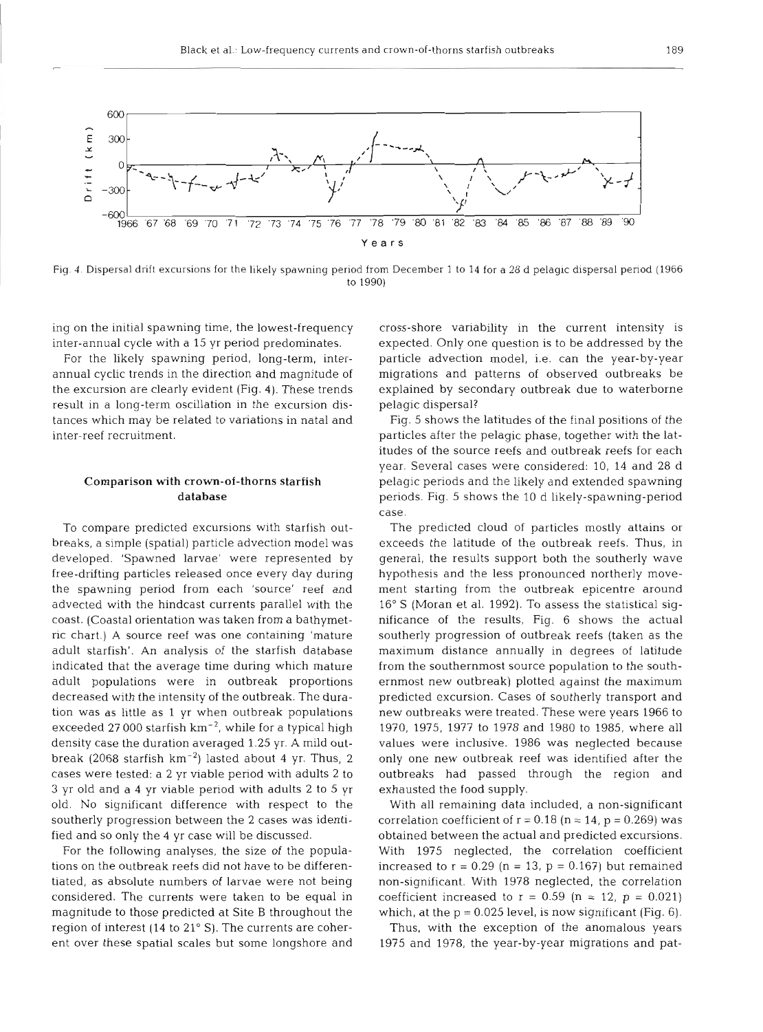Fig. 4. Dispersal drift excursions for the likely spawning period from December 1 to 14 for a 28 d pelagic dispersal period (1966 to 1990)

ing on the initial spawning time, the lowest-frequency inter-annual cycle with a 15 yr period predominates.

For the likely spawning period, long-term, inter-annual cyclic trends in the direction and magnitude of the excursion are clearly evident (Fig. 4). These trends result in a long-term oscillation in the excursion distances which may be related to variations in natal and inter-reef recruitment.

## Comparison with crown-of-thorns starfish database

To compare predicted excursions with starfish outbreaks, a simple (spatial) particle advection model was developed. 'Spawned larvae' were represented by free-drifting particles released once every day during the spawning period from each 'source' reef and advected with the hindcast currents parallel with the coast. (Coastal orientation was taken from a bathymetric chart.) A source reef was one containing 'mature adult starfish'. An analysis of the starfish database indicated that the average time during which mature adult populations were in outbreak proportions decreased with the intensity of the outbreak. The duration was as little as 1 yr when outbreak populations exceeded 27 000 starfish $km^{-2}$, while for a typical high density case the duration averaged 1.25 yr. A mild outbreak (2068 starfish $km^{-2}$) lasted about 4 yr. Thus, 2 cases were tested: a 2 yr viable period with adults 2 to 3 yr old and a 4 yr viable period with adults 2 to 5 yr old. No significant difference with respect to the southerly progression between the 2 cases was identified and so only the 4 yr case will be discussed.

For the following analyses, the size of the populations on the outbreak reefs did not have to be differentiated, as absolute numbers of larvae were not being considered. The currents were taken to be equal in magnitude to those predicted at Site B throughout the region of interest (14 to 21° S). The currents are coherent over these spatial scales but some longshore and cross-shore variability in the current intensity is expected. Only one question is to be addressed by the particle advection model, i.e. can the year-by-year migrations and patterns of observed outbreaks be explained by secondary outbreak due to waterborne pelagic dispersal?

Fig. 5 shows the latitudes of the final positions of the particles after the pelagic phase, together with the latitudes of the source reefs and outbreak reefs for each year. Several cases were considered: 10, 14 and 28 d pelagic periods and the likely and extended spawning periods. Fig. 5 shows the 10 d likely-spawning-period case.

The predicted cloud of particles mostly attains or exceeds the latitude of the outbreak reefs. Thus, in general, the results support both the southerly wave hypothesis and the less pronounced northerly movement starting from the outbreak epicentre around 16° S (Moran et al. 1992). To assess the statistical significance of the results, Fig. 6 shows the actual southerly progression of outbreak reefs (taken as the maximum distance annually in degrees of latitude from the southernmost source population to the southernmost new outbreak) plotted against the maximum predicted excursion. Cases of southerly transport and new outbreaks were treated. These were years 1966 to 1970, 1975, 1977 to 1978 and 1980 to 1985, where all values were inclusive. 1986 was neglected because only one new outbreak reef was identified after the outbreaks had passed through the region and exhausted the food supply.

With all remaining data included, a non-significant correlation coefficient of $r = 0.18$ ($n = 14$, $p = 0.269$) was obtained between the actual and predicted excursions. With 1975 neglected, the correlation coefficient increased to $r = 0.29$ ($n = 13$, $p = 0.167$) but remained non-significant. With 1978 neglected, the correlation coefficient increased to $r = 0.59$ ($n = 12$, $p = 0.021$) which, at the $p = 0.025$ level, is now significant (Fig. 6).

Thus, with the exception of the anomalous years 1975 and 1978, the year-by-year migrations and pat-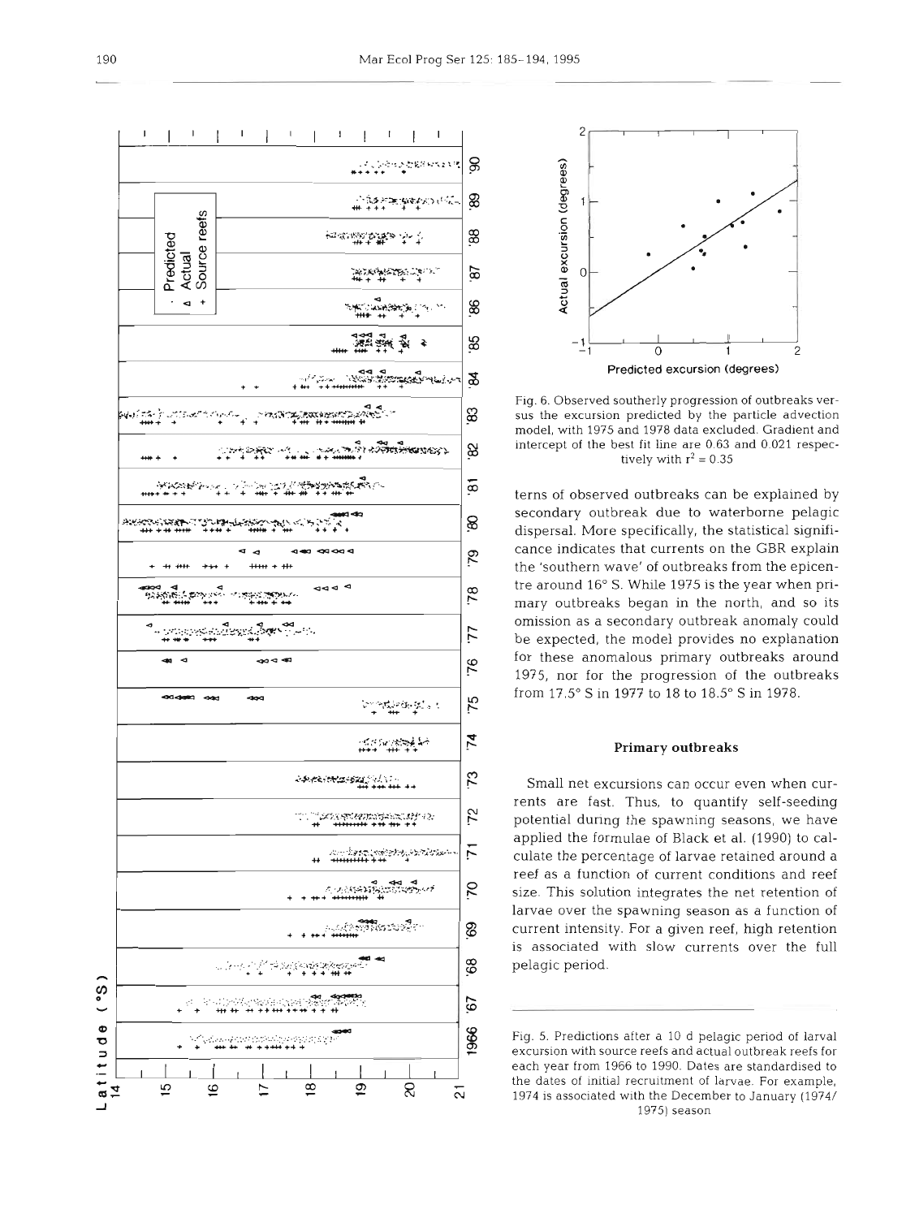Fig. 6. Observed southerly progression of outbreaks versus the excursion predicted by the particle advection model, with 1975 and 1978 data excluded. Gradient and intercept of the best fit line are 0.63 and 0.021 respectively with $r^2 = 0.35$

terns of observed outbreaks can be explained by secondary outbreak due to waterborne pelagic dispersal. More specifically, the statistical significance indicates that currents on the GBR explain the 'southern wave' of outbreaks from the epicentre around 16° S. While 1975 is the year when primary outbreaks began in the north, and so its omission as a secondary outbreak anomaly could be expected, the model provides no explanation for these anomalous primary outbreaks around 1975, nor for the progression of the outbreaks from 17.5° S in 1977 to 18 to 18.5° S in 1978.

## Primary outbreaks

Small net excursions can occur even when currents are fast. Thus, to quantify self-seeding potential during the spawning seasons, we have applied the formulae of Black et al. (1990) to calculate the percentage of larvae retained around a reef as a function of current conditions and reef size. This solution integrates the net retention of larvae over the spawning season as a function of current intensity. For a given reef, high retention is associated with slow currents over the full pelagic period.

Fig. 5. Predictions after a 10 d pelagic period of larval excursion with source reefs and actual outbreak reefs for each year from 1966 to 1990. Dates are standardised to the dates of initial recruitment of larvae. For example, 1974 is associated with the December to January (1974/1975) season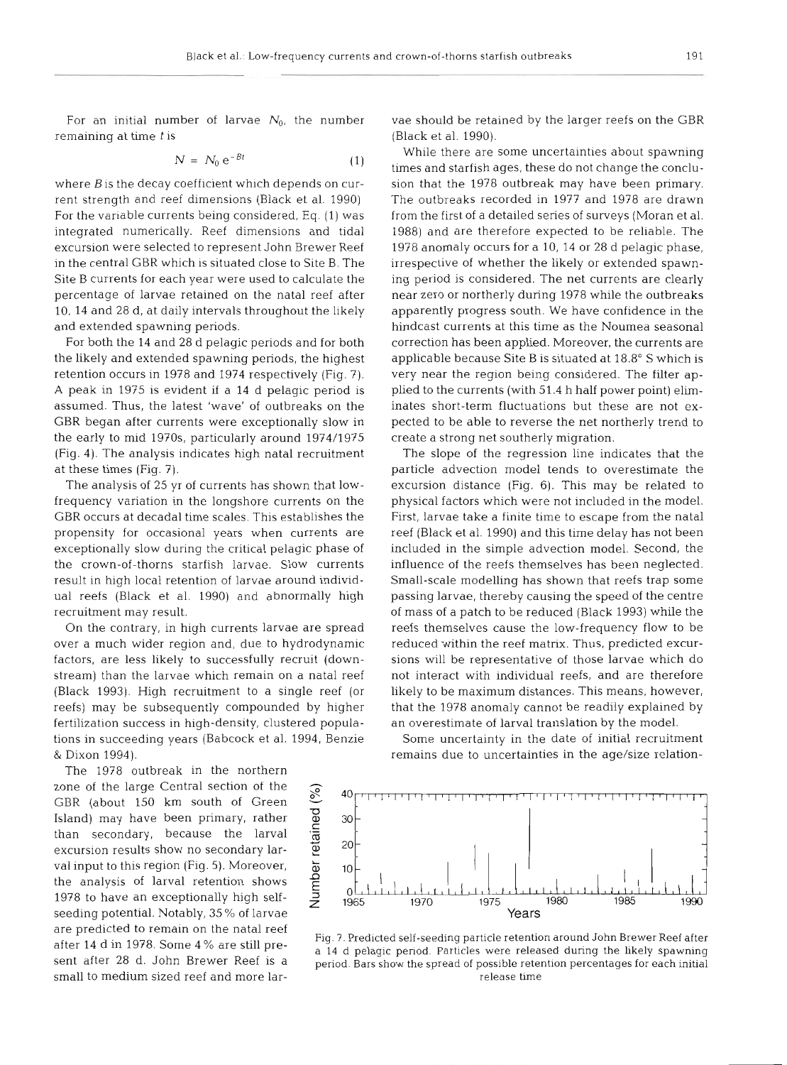For an initial number of larvae $N_0$, the number remaining at time $t$ is

$$N = N_0 e^{-Bt} \quad (1)$$

where $B$ is the decay coefficient which depends on current strength and reef dimensions (Black et al. 1990). For the variable currents being considered, Eq. (1) was integrated numerically. Reef dimensions and tidal excursion were selected to represent John Brewer Reef in the central GBR which is situated close to Site B. The Site B currents for each year were used to calculate the percentage of larvae retained on the natal reef after 10, 14 and 28 d, at daily intervals throughout the likely and extended spawning periods.

For both the 14 and 28 d pelagic periods and for both the likely and extended spawning periods, the highest retention occurs in 1978 and 1974 respectively (Fig. 7). A peak in 1975 is evident if a 14 d pelagic period is assumed. Thus, the latest 'wave' of outbreaks on the GBR began after currents were exceptionally slow in the early to mid 1970s, particularly around 1974/1975 (Fig. 4). The analysis indicates high natal recruitment at these times (Fig. 7).

The analysis of 25 yr of currents has shown that low-frequency variation in the longshore currents on the GBR occurs at decadal time scales. This establishes the propensity for occasional years when currents are exceptionally slow during the critical pelagic phase of the crown-of-thorns starfish larvae. Slow currents result in high local retention of larvae around individual reefs (Black et al. 1990) and abnormally high recruitment may result.

On the contrary, in high currents larvae are spread over a much wider region and, due to hydrodynamic factors, are less likely to successfully recruit (downstream) than the larvae which remain on a natal reef (Black 1993). High recruitment to a single reef (or reefs) may be subsequently compounded by higher fertilization success in high-density, clustered populations in succeeding years (Babcock et al. 1994, Benzie & Dixon 1994).

The 1978 outbreak in the northern zone of the large Central section of the GBR (about 150 km south of Green Island) may have been primary, rather than secondary, because the larval excursion results show no secondary larval input to this region (Fig. 5). Moreover, the analysis of larval retention shows 1978 to have an exceptionally high self-seeding potential. Notably, 35% of larvae are predicted to remain on the natal reef after 14 d in 1978. Some 4% are still present after 28 d. John Brewer Reef is a small to medium sized reef and more larvae should be retained by the larger reefs on the GBR (Black et al. 1990).

While there are some uncertainties about spawning times and starfish ages, these do not change the conclusion that the 1978 outbreak may have been primary. The outbreaks recorded in 1977 and 1978 are drawn from the first of a detailed series of surveys (Moran et al. 1988) and are therefore expected to be reliable. The 1978 anomaly occurs for a 10, 14 or 28 d pelagic phase, irrespective of whether the likely or extended spawning period is considered. The net currents are clearly near zero or northerly during 1978 while the outbreaks apparently progress south. We have confidence in the hindcast currents at this time as the Noumea seasonal correction has been applied. Moreover, the currents are applicable because Site B is situated at 18.8° S which is very near the region being considered. The filter applied to the currents (with 51.4 h half power point) eliminates short-term fluctuations but these are not expected to be able to reverse the net northerly trend to create a strong net southerly migration.

The slope of the regression line indicates that the particle advection model tends to overestimate the excursion distance (Fig. 6). This may be related to physical factors which were not included in the model. First, larvae take a finite time to escape from the natal reef (Black et al. 1990) and this time delay has not been included in the simple advection model. Second, the influence of the reefs themselves has been neglected. Small-scale modelling has shown that reefs trap some passing larvae, thereby causing the speed of the centre of mass of a patch to be reduced (Black 1993) while the reefs themselves cause the low-frequency flow to be reduced within the reef matrix. Thus, predicted excursions will be representative of those larvae which do not interact with individual reefs, and are therefore likely to be maximum distances. This means, however, that the 1978 anomaly cannot be readily explained by an overestimate of larval translation by the model.

Some uncertainty in the date of initial recruitment remains due to uncertainties in the age/size relation-

Fig. 7. Predicted self-seeding particle retention around John Brewer Reef after a 14 d pelagic period. Particles were released during the likely spawning period. Bars show the spread of possible retention percentages for each initial release time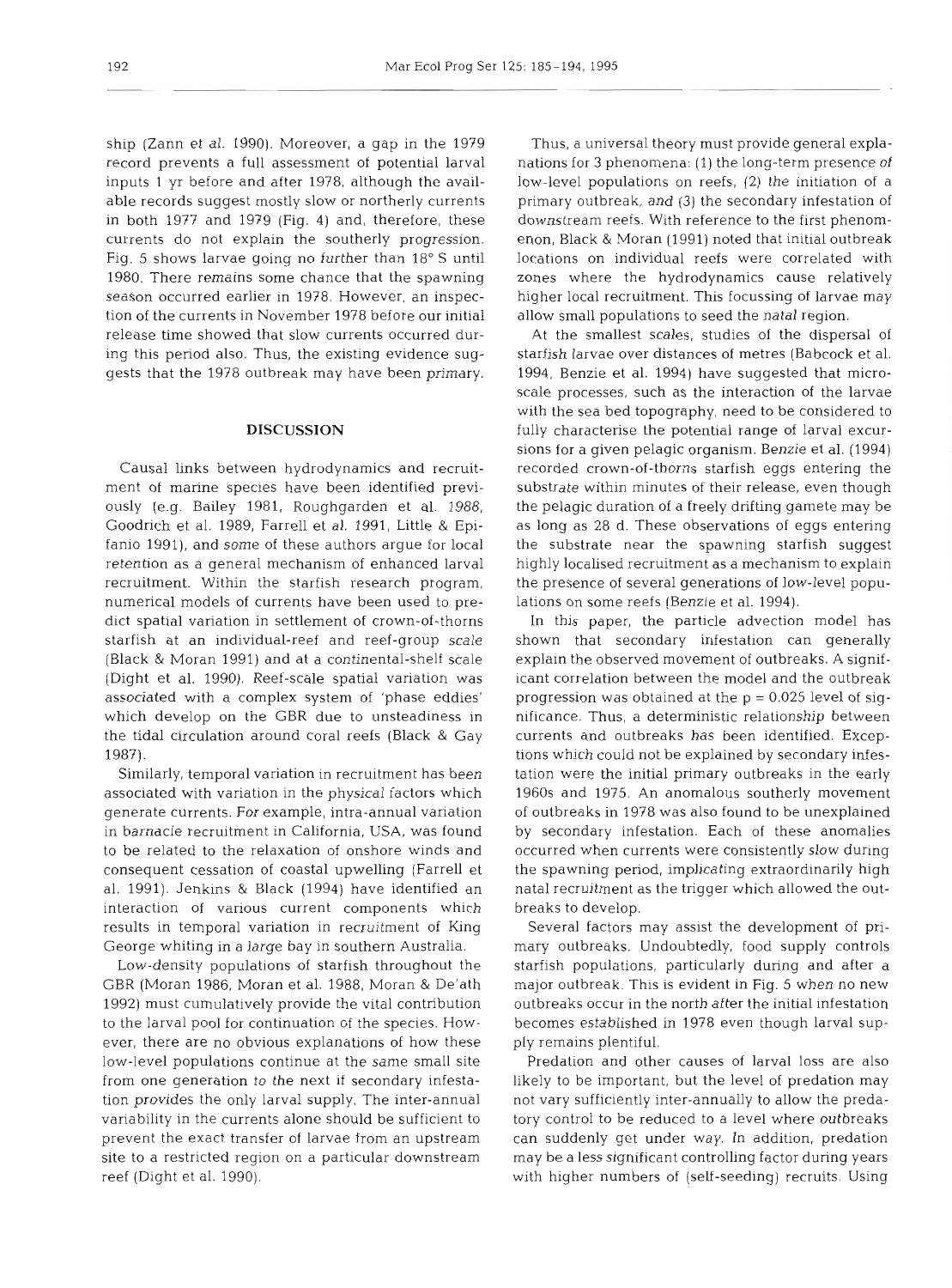ship (Zann et al. 1990). Moreover, a gap in the 1979 record prevents a full assessment of potential larval inputs 1 yr before and after 1978, although the available records suggest mostly slow or northerly currents in both 1977 and 1979 (Fig. 4) and, therefore, these currents do not explain the southerly progression. Fig. 5 shows larvae going no further than 18° S until 1980. There remains some chance that the spawning season occurred earlier in 1978. However, an inspection of the currents in November 1978 before our initial release time showed that slow currents occurred during this period also. Thus, the existing evidence suggests that the 1978 outbreak may have been primary.

## DISCUSSION

Causal links between hydrodynamics and recruitment of marine species have been identified previously (e.g. Bailey 1981, Roughgarden et al. 1988, Goodrich et al. 1989, Farrell et al. 1991, Little & Epifanio 1991), and some of these authors argue for local retention as a general mechanism of enhanced larval recruitment. Within the starfish research program, numerical models of currents have been used to predict spatial variation in settlement of crown-of-thorns starfish at an individual-reef and reef-group scale (Black & Moran 1991) and at a continental-shelf scale (Dight et al. 1990). Reef-scale spatial variation was associated with a complex system of 'phase eddies' which develop on the GBR due to unsteadiness in the tidal circulation around coral reefs (Black & Gay 1987).

Similarly, temporal variation in recruitment has been associated with variation in the physical factors which generate currents. For example, intra-annual variation in barnacle recruitment in California, USA, was found to be related to the relaxation of onshore winds and consequent cessation of coastal upwelling (Farrell et al. 1991). Jenkins & Black (1994) have identified an interaction of various current components which results in temporal variation in recruitment of King George whiting in a large bay in southern Australia.

Low-density populations of starfish throughout the GBR (Moran 1986, Moran et al. 1988, Moran & De'ath 1992) must cumulatively provide the vital contribution to the larval pool for continuation of the species. However, there are no obvious explanations of how these low-level populations continue at the same small site from one generation to the next if secondary infestation provides the only larval supply. The inter-annual variability in the currents alone should be sufficient to prevent the exact transfer of larvae from an upstream site to a restricted region on a particular downstream reef (Dight et al. 1990).

Thus, a universal theory must provide general explanations for 3 phenomena: (1) the long-term presence of low-level populations on reefs, (2) the initiation of a primary outbreak, and (3) the secondary infestation of downstream reefs. With reference to the first phenomenon, Black & Moran (1991) noted that initial outbreak locations on individual reefs were correlated with zones where the hydrodynamics cause relatively higher local recruitment. This focussing of larvae may allow small populations to seed the natal region.

At the smallest scales, studies of the dispersal of starfish larvae over distances of metres (Babcock et al. 1994, Benzie et al. 1994) have suggested that microscale processes, such as the interaction of the larvae with the sea bed topography, need to be considered to fully characterise the potential range of larval excursions for a given pelagic organism. Benzie et al. (1994) recorded crown-of-thorns starfish eggs entering the substrate within minutes of their release, even though the pelagic duration of a freely drifting gamete may be as long as 28 d. These observations of eggs entering the substrate near the spawning starfish suggest highly localised recruitment as a mechanism to explain the presence of several generations of low-level populations on some reefs (Benzie et al. 1994).

In this paper, the particle advection model has shown that secondary infestation can generally explain the observed movement of outbreaks. A significant correlation between the model and the outbreak progression was obtained at the $p = 0.025$ level of significance. Thus, a deterministic relationship between currents and outbreaks has been identified. Exceptions which could not be explained by secondary infestation were the initial primary outbreaks in the early 1960s and 1975. An anomalous southerly movement of outbreaks in 1978 was also found to be unexplained by secondary infestation. Each of these anomalies occurred when currents were consistently slow during the spawning period, implicating extraordinarily high natal recruitment as the trigger which allowed the outbreaks to develop.

Several factors may assist the development of primary outbreaks. Undoubtedly, food supply controls starfish populations, particularly during and after a major outbreak. This is evident in Fig. 5 when no new outbreaks occur in the north after the initial infestation becomes established in 1978 even though larval supply remains plentiful.

Predation and other causes of larval loss are also likely to be important, but the level of predation may not vary sufficiently inter-annually to allow the predatory control to be reduced to a level where outbreaks can suddenly get under way. In addition, predation may be a less significant controlling factor during years with higher numbers of (self-seeding) recruits. Using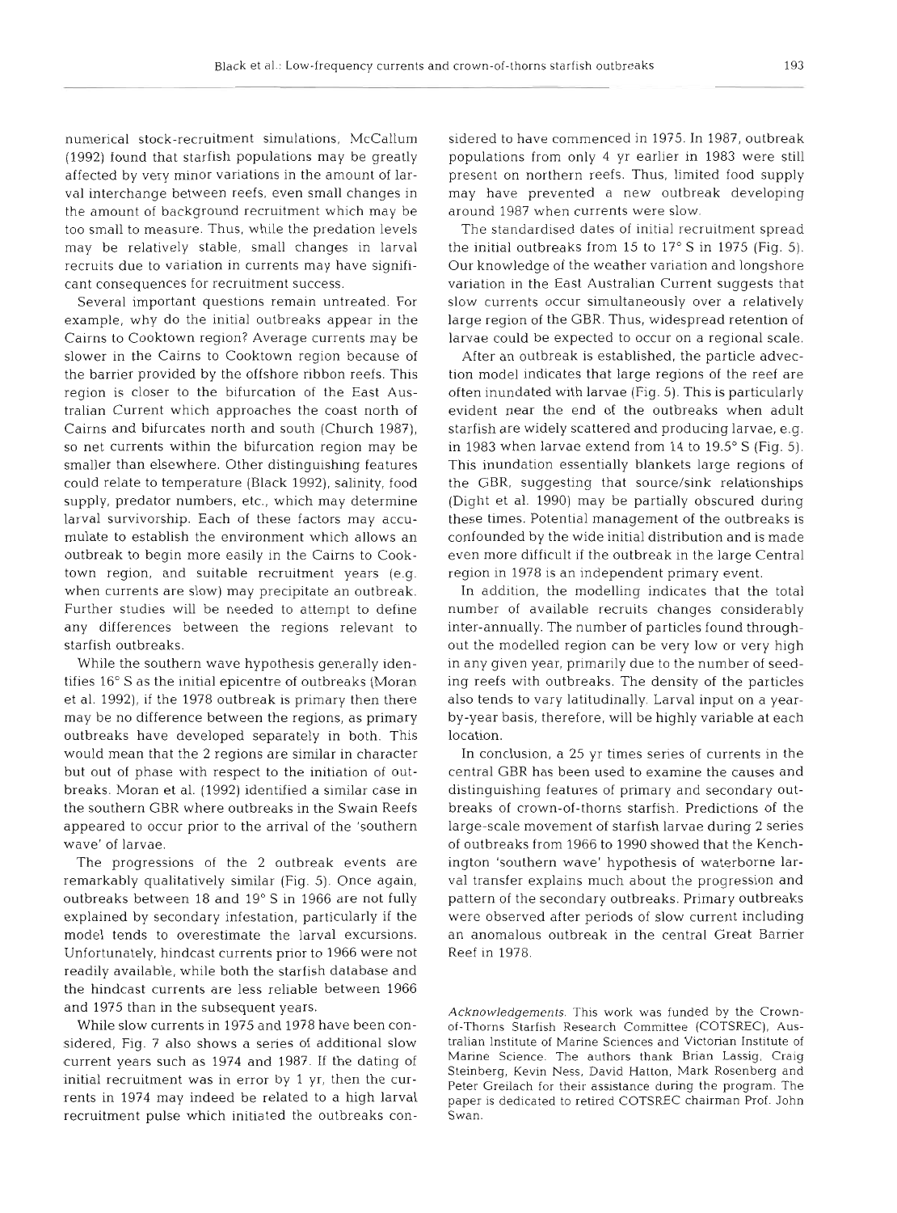numerical stock-recruitment simulations, McCallum (1992) found that starfish populations may be greatly affected by very minor variations in the amount of larval interchange between reefs, even small changes in the amount of background recruitment which may be too small to measure. Thus, while the predation levels may be relatively stable, small changes in larval recruits due to variation in currents may have significant consequences for recruitment success.

Several important questions remain untreated. For example, why do the initial outbreaks appear in the Cairns to Cooktown region? Average currents may be slower in the Cairns to Cooktown region because of the barrier provided by the offshore ribbon reefs. This region is closer to the bifurcation of the East Australian Current which approaches the coast north of Cairns and bifurcates north and south (Church 1987), so net currents within the bifurcation region may be smaller than elsewhere. Other distinguishing features could relate to temperature (Black 1992), salinity, food supply, predator numbers, etc., which may determine larval survivorship. Each of these factors may accumulate to establish the environment which allows an outbreak to begin more easily in the Cairns to Cooktown region, and suitable recruitment years (e.g. when currents are slow) may precipitate an outbreak. Further studies will be needed to attempt to define any differences between the regions relevant to starfish outbreaks.

While the southern wave hypothesis generally identifies 16° S as the initial epicentre of outbreaks (Moran et al. 1992), if the 1978 outbreak is primary then there may be no difference between the regions, as primary outbreaks have developed separately in both. This would mean that the 2 regions are similar in character but out of phase with respect to the initiation of outbreaks. Moran et al. (1992) identified a similar case in the southern GBR where outbreaks in the Swain Reefs appeared to occur prior to the arrival of the 'southern wave' of larvae.

The progressions of the 2 outbreak events are remarkably qualitatively similar (Fig. 5). Once again, outbreaks between 18 and 19° S in 1966 are not fully explained by secondary infestation, particularly if the model tends to overestimate the larval excursions. Unfortunately, hindcast currents prior to 1966 were not readily available, while both the starfish database and the hindcast currents are less reliable between 1966 and 1975 than in the subsequent years.

While slow currents in 1975 and 1978 have been considered, Fig. 7 also shows a series of additional slow current years such as 1974 and 1987. If the dating of initial recruitment was in error by 1 yr, then the currents in 1974 may indeed be related to a high larval recruitment pulse which initiated the outbreaks considered to have commenced in 1975. In 1987, outbreak populations from only 4 yr earlier in 1983 were still present on northern reefs. Thus, limited food supply may have prevented a new outbreak developing around 1987 when currents were slow.

The standardised dates of initial recruitment spread the initial outbreaks from 15 to 17° S in 1975 (Fig. 5). Our knowledge of the weather variation and longshore variation in the East Australian Current suggests that slow currents occur simultaneously over a relatively large region of the GBR. Thus, widespread retention of larvae could be expected to occur on a regional scale.

After an outbreak is established, the particle advection model indicates that large regions of the reef are often inundated with larvae (Fig. 5). This is particularly evident near the end of the outbreaks when adult starfish are widely scattered and producing larvae, e.g. in 1983 when larvae extend from 14 to 19.5° S (Fig. 5). This inundation essentially blankets large regions of the GBR, suggesting that source/sink relationships (Dight et al. 1990) may be partially obscured during these times. Potential management of the outbreaks is confounded by the wide initial distribution and is made even more difficult if the outbreak in the large Central region in 1978 is an independent primary event.

In addition, the modelling indicates that the total number of available recruits changes considerably inter-annually. The number of particles found throughout the modelled region can be very low or very high in any given year, primarily due to the number of seeding reefs with outbreaks. The density of the particles also tends to vary latitudinally. Larval input on a year-by-year basis, therefore, will be highly variable at each location.

In conclusion, a 25 yr times series of currents in the central GBR has been used to examine the causes and distinguishing features of primary and secondary outbreaks of crown-of-thorns starfish. Predictions of the large-scale movement of starfish larvae during 2 series of outbreaks from 1966 to 1990 showed that the Kenchington 'southern wave' hypothesis of waterborne larval transfer explains much about the progression and pattern of the secondary outbreaks. Primary outbreaks were observed after periods of slow current including an anomalous outbreak in the central Great Barrier Reef in 1978.

*Acknowledgements.* This work was funded by the Crown-of-Thorns Starfish Research Committee (COTSREC), Australian Institute of Marine Sciences and Victorian Institute of Marine Science. The authors thank Brian Lassig, Craig Steinberg, Kevin Ness, David Hatton, Mark Rosenberg and Peter Greilach for their assistance during the program. The paper is dedicated to retired COTSREC chairman Prof. John Swan.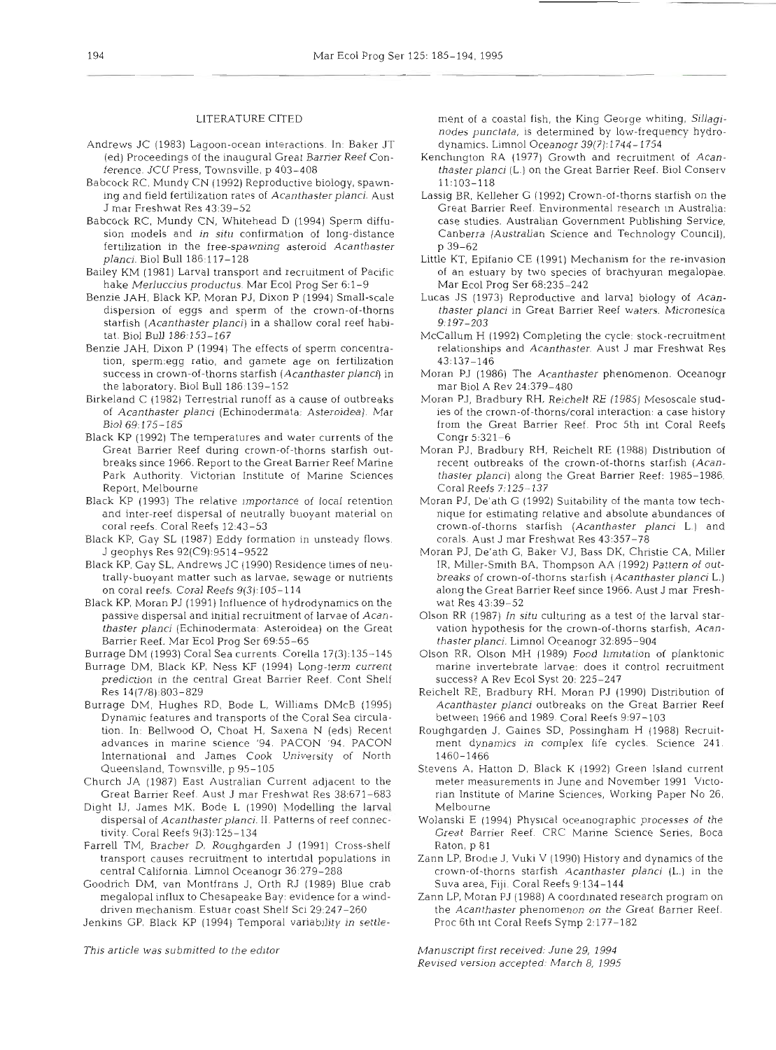## LITERATURE CITED

Andrews JC (1983) Lagoon-ocean interactions. In: Baker JT (ed) Proceedings of the inaugural Great Barrier Reef Conference. JCU Press, Townsville, p 403–408

Babcock RC, Mundy CN (1992) Reproductive biology, spawning and field fertilization rates of *Acanthaster planci*. Aust J mar Freshwat Res 43:39–52

Babcock RC, Mundy CN, Whitehead D (1994) Sperm diffusion models and *in situ* confirmation of long-distance fertilization in the free-spawning asteroid *Acanthaster planci*. Biol Bull 186:117–128

Bailey KM (1981) Larval transport and recruitment of Pacific hake *Merluccius productus*. Mar Ecol Prog Ser 6:1–9

Benzie JAH, Black KP, Moran PJ, Dixon P (1994) Small-scale dispersion of eggs and sperm of the crown-of-thorns starfish (*Acanthaster planci*) in a shallow coral reef habitat. Biol Bull 186:153–167

Benzie JAH, Dixon P (1994) The effects of sperm concentration, sperm:egg ratio, and gamete age on fertilization success in crown-of-thorns starfish (*Acanthaster planci*) in the laboratory. Biol Bull 186:139–152

Birkeland C (1982) Terrestrial runoff as a cause of outbreaks of *Acanthaster planci* (Echinodermata: Asteroidea). Mar Biol 69:175–185

Black KP (1992) The temperatures and water currents of the Great Barrier Reef during crown-of-thorns starfish outbreaks since 1966. Report to the Great Barrier Reef Marine Park Authority. Victorian Institute of Marine Sciences Report, Melbourne

Black KP (1993) The relative importance of local retention and inter-reef dispersal of neutrally buoyant material on coral reefs. Coral Reefs 12:43–53

Black KP, Gay SL (1987) Eddy formation in unsteady flows. J geophys Res 92(C9):9514–9522

Black KP, Gay SL, Andrews JC (1990) Residence times of neutrally-buoyant matter such as larvae, sewage or nutrients on coral reefs. Coral Reefs 9(3):105–114

Black KP, Moran PJ (1991) Influence of hydrodynamics on the passive dispersal and initial recruitment of larvae of *Acanthaster planci* (Echinodermata: Asteroidea) on the Great Barrier Reef. Mar Ecol Prog Ser 69:55–65

Burrage DM (1993) Coral Sea currents. Corella 17(3):135–145

Burrage DM, Black KP, Ness KF (1994) Long-term current prediction in the central Great Barrier Reef. Cont Shelf Res 14(7/8):803–829

Burrage DM, Hughes RD, Bode L, Williams DMcB (1995) Dynamic features and transports of the Coral Sea circulation. In: Bellwood O, Choat H, Saxena N (eds) Recent advances in marine science '94. PACON '94. PACON International and James Cook University of North Queensland, Townsville, p 95–105

Church JA (1987) East Australian Current adjacent to the Great Barrier Reef. Aust J mar Freshwat Res 38:671–683

Dight IJ, James MK, Bode L (1990) Modelling the larval dispersal of *Acanthaster planci*. II. Patterns of reef connectivity. Coral Reefs 9(3):125–134

Farrell TM, Bracher D, Roughgarden J (1991) Cross-shelf transport causes recruitment to intertidal populations in central California. Limnol Oceanogr 36:279–288

Goodrich DM, van Montfrans J, Orth RJ (1989) Blue crab megalopal influx to Chesapeake Bay: evidence for a wind-driven mechanism. Estuar coast Shelf Sci 29:247–260

Jenkins GP, Black KP (1994) Temporal variability in settlement of a coastal fish, the King George whiting, *Sillaginodes punctata*, is determined by low-frequency hydrodynamics. Limnol Oceanogr 39(7):1744–1754

Kenchington RA (1977) Growth and recruitment of *Acanthaster planci* (L.) on the Great Barrier Reef. Biol Conserv 11:103–118

Lassig BR, Kelleher G (1992) Crown-of-thorns starfish on the Great Barrier Reef. Environmental research in Australia: case studies. Australian Government Publishing Service, Canberra (Australian Science and Technology Council), p 39–62

Little KT, Epifanio CE (1991) Mechanism for the re-invasion of an estuary by two species of brachyuran megalopae. Mar Ecol Prog Ser 68:235–242

Lucas JS (1973) Reproductive and larval biology of *Acanthaster planci* in Great Barrier Reef waters. Micronesica 9:197–203

McCallum H (1992) Completing the cycle: stock-recruitment relationships and *Acanthaster*. Aust J mar Freshwat Res 43:137–146

Moran PJ (1986) The *Acanthaster* phenomenon. Oceanogr mar Biol A Rev 24:379–480

Moran PJ, Bradbury RH, Reichelt RE (1985) Mesoscale studies of the crown-of-thorns/coral interaction: a case history from the Great Barrier Reef. Proc 5th int Coral Reefs Congr 5:321–6

Moran PJ, Bradbury RH, Reichelt RE (1988) Distribution of recent outbreaks of the crown-of-thorns starfish (*Acanthaster planci*) along the Great Barrier Reef: 1985–1986. Coral Reefs 7:125–137

Moran PJ, De'ath G (1992) Suitability of the manta tow technique for estimating relative and absolute abundances of crown-of-thorns starfish (*Acanthaster planci* L.) and corals. Aust J mar Freshwat Res 43:357–78

Moran PJ, De'ath G, Baker VJ, Bass DK, Christie CA, Miller IR, Miller-Smith BA, Thompson AA (1992) Pattern of outbreaks of crown-of-thorns starfish (*Acanthaster planci* L.) along the Great Barrier Reef since 1966. Aust J mar Freshwat Res 43:39–52

Olson RR (1987) *In situ* culturing as a test of the larval starvation hypothesis for the crown-of-thorns starfish, *Acanthaster planci*. Limnol Oceanogr 32:895–904

Olson RR, Olson MH (1989) Food limitation of planktonic marine invertebrate larvae: does it control recruitment success? A Rev Ecol Syst 20: 225–247

Reichelt RE, Bradbury RH, Moran PJ (1990) Distribution of *Acanthaster planci* outbreaks on the Great Barrier Reef between 1966 and 1989. Coral Reefs 9:97–103

Roughgarden J, Gaines SD, Possingham H (1988) Recruitment dynamics in complex life cycles. Science 241: 1460–1466

Stevens A, Hatton D, Black K (1992) Green Island current meter measurements in June and November 1991. Victorian Institute of Marine Sciences, Working Paper No 26, Melbourne

Wolanski E (1994) Physical oceanographic processes of the Great Barrier Reef. CRC Marine Science Series, Boca Raton, p 81

Zann LP, Brodie J, Vuki V (1990) History and dynamics of the crown-of-thorns starfish *Acanthaster planci* (L.) in the Suva area, Fiji. Coral Reefs 9:134–144

Zann LP, Moran PJ (1988) A coordinated research program on the *Acanthaster* phenomenon on the Great Barrier Reef. Proc 6th int Coral Reefs Symp 2:177–182

*This article was submitted to the editor*

*Manuscript first received: June 29, 1994*
*Revised version accepted: March 8, 1995*